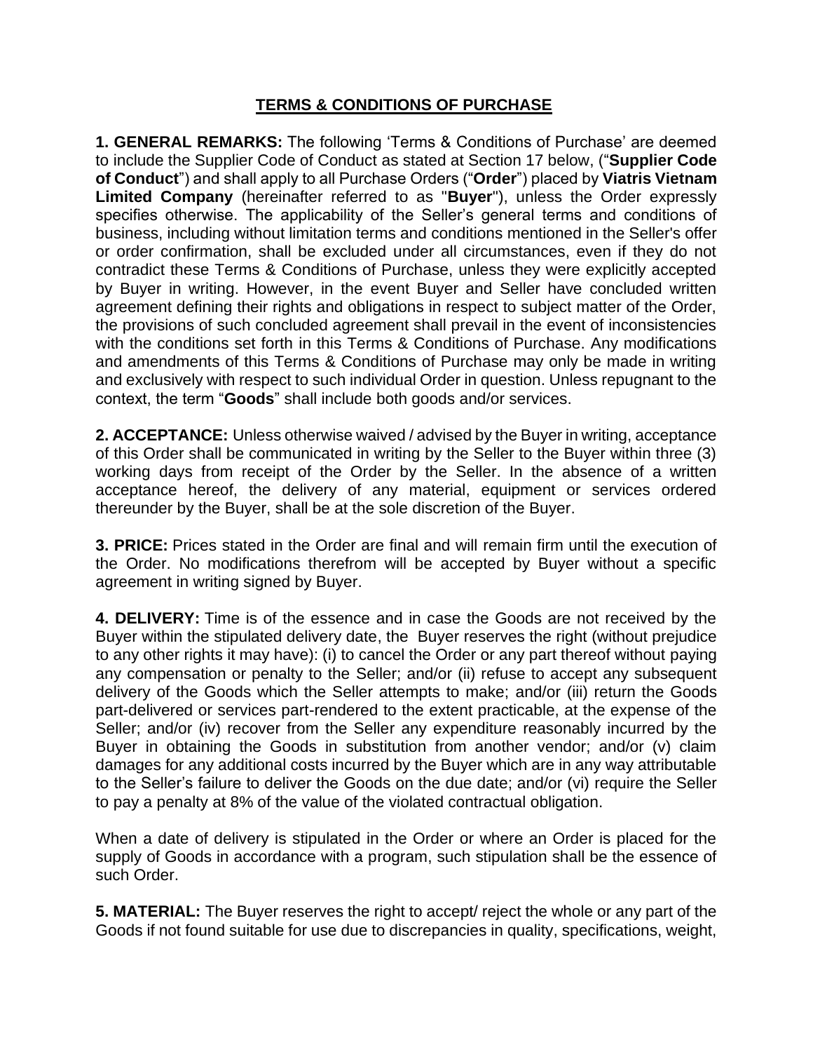# TERMS & CONDITIONS OF PURCHASE

**1. GENERAL REMARKS:** The following 'Terms & Conditions of Purchase' are deemed to include the Supplier Code of Conduct as stated at Section 17 below, ("**Supplier Code of Conduct**") and shall apply to all Purchase Orders ("**Order**") placed by **Viatris Vietnam Limited Company** (hereinafter referred to as "**Buyer**"), unless the Order expressly specifies otherwise. The applicability of the Seller's general terms and conditions of business, including without limitation terms and conditions mentioned in the Seller's offer or order confirmation, shall be excluded under all circumstances, even if they do not contradict these Terms & Conditions of Purchase, unless they were explicitly accepted by Buyer in writing. However, in the event Buyer and Seller have concluded written agreement defining their rights and obligations in respect to subject matter of the Order, the provisions of such concluded agreement shall prevail in the event of inconsistencies with the conditions set forth in this Terms & Conditions of Purchase. Any modifications and amendments of this Terms & Conditions of Purchase may only be made in writing and exclusively with respect to such individual Order in question. Unless repugnant to the context, the term "**Goods**" shall include both goods and/or services.

**2. ACCEPTANCE:** Unless otherwise waived / advised by the Buyer in writing, acceptance of this Order shall be communicated in writing by the Seller to the Buyer within three (3) working days from receipt of the Order by the Seller. In the absence of a written acceptance hereof, the delivery of any material, equipment or services ordered thereunder by the Buyer, shall be at the sole discretion of the Buyer.

**3. PRICE:** Prices stated in the Order are final and will remain firm until the execution of the Order. No modifications therefrom will be accepted by Buyer without a specific agreement in writing signed by Buyer.

**4. DELIVERY:** Time is of the essence and in case the Goods are not received by the Buyer within the stipulated delivery date, the Buyer reserves the right (without prejudice to any other rights it may have): (i) to cancel the Order or any part thereof without paying any compensation or penalty to the Seller; and/or (ii) refuse to accept any subsequent delivery of the Goods which the Seller attempts to make; and/or (iii) return the Goods part-delivered or services part-rendered to the extent practicable, at the expense of the Seller; and/or (iv) recover from the Seller any expenditure reasonably incurred by the Buyer in obtaining the Goods in substitution from another vendor; and/or (v) claim damages for any additional costs incurred by the Buyer which are in any way attributable to the Seller's failure to deliver the Goods on the due date; and/or (vi) require the Seller to pay a penalty at 8% of the value of the violated contractual obligation.

When a date of delivery is stipulated in the Order or where an Order is placed for the supply of Goods in accordance with a program, such stipulation shall be the essence of such Order.

**5. MATERIAL:** The Buyer reserves the right to accept/ reject the whole or any part of the Goods if not found suitable for use due to discrepancies in quality, specifications, weight,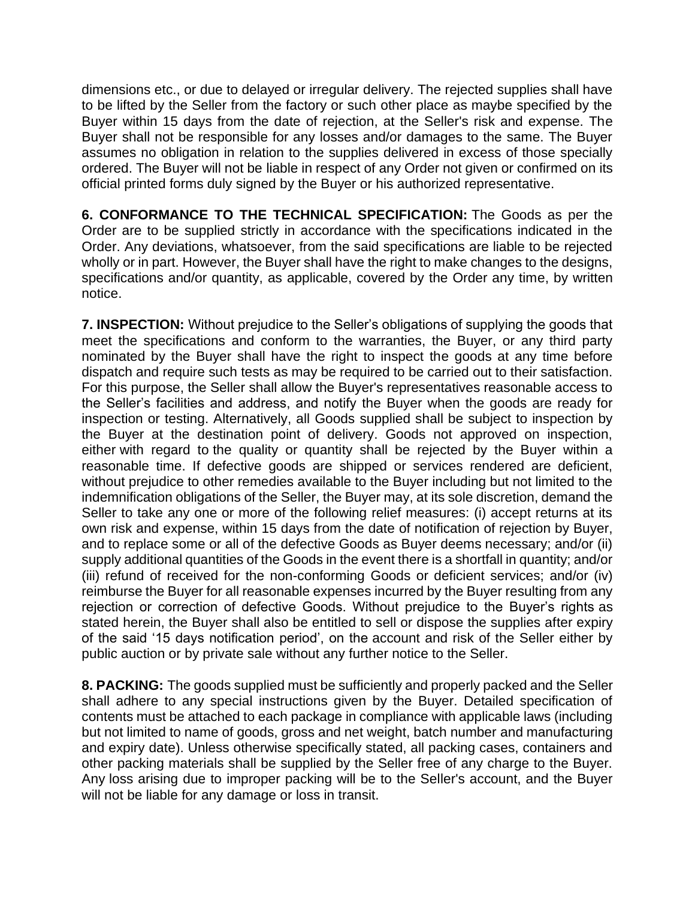dimensions etc., or due to delayed or irregular delivery. The rejected supplies shall have to be lifted by the Seller from the factory or such other place as maybe specified by the Buyer within 15 days from the date of rejection, at the Seller's risk and expense. The Buyer shall not be responsible for any losses and/or damages to the same. The Buyer assumes no obligation in relation to the supplies delivered in excess of those specially ordered. The Buyer will not be liable in respect of any Order not given or confirmed on its official printed forms duly signed by the Buyer or his authorized representative.

**6. CONFORMANCE TO THE TECHNICAL SPECIFICATION:** The Goods as per the Order are to be supplied strictly in accordance with the specifications indicated in the Order. Any deviations, whatsoever, from the said specifications are liable to be rejected wholly or in part. However, the Buyer shall have the right to make changes to the designs, specifications and/or quantity, as applicable, covered by the Order any time, by written notice.

**7. INSPECTION:** Without prejudice to the Seller's obligations of supplying the goods that meet the specifications and conform to the warranties, the Buyer, or any third party nominated by the Buyer shall have the right to inspect the goods at any time before dispatch and require such tests as may be required to be carried out to their satisfaction. For this purpose, the Seller shall allow the Buyer's representatives reasonable access to the Seller's facilities and address, and notify the Buyer when the goods are ready for inspection or testing. Alternatively, all Goods supplied shall be subject to inspection by the Buyer at the destination point of delivery. Goods not approved on inspection, either with regard to the quality or quantity shall be rejected by the Buyer within a reasonable time. If defective goods are shipped or services rendered are deficient, without prejudice to other remedies available to the Buyer including but not limited to the indemnification obligations of the Seller, the Buyer may, at its sole discretion, demand the Seller to take any one or more of the following relief measures: (i) accept returns at its own risk and expense, within 15 days from the date of notification of rejection by Buyer, and to replace some or all of the defective Goods as Buyer deems necessary; and/or (ii) supply additional quantities of the Goods in the event there is a shortfall in quantity; and/or (iii) refund of received for the non-conforming Goods or deficient services; and/or (iv) reimburse the Buyer for all reasonable expenses incurred by the Buyer resulting from any rejection or correction of defective Goods. Without prejudice to the Buyer's rights as stated herein, the Buyer shall also be entitled to sell or dispose the supplies after expiry of the said '15 days notification period', on the account and risk of the Seller either by public auction or by private sale without any further notice to the Seller.

**8. PACKING:** The goods supplied must be sufficiently and properly packed and the Seller shall adhere to any special instructions given by the Buyer. Detailed specification of contents must be attached to each package in compliance with applicable laws (including but not limited to name of goods, gross and net weight, batch number and manufacturing and expiry date). Unless otherwise specifically stated, all packing cases, containers and other packing materials shall be supplied by the Seller free of any charge to the Buyer. Any loss arising due to improper packing will be to the Seller's account, and the Buyer will not be liable for any damage or loss in transit.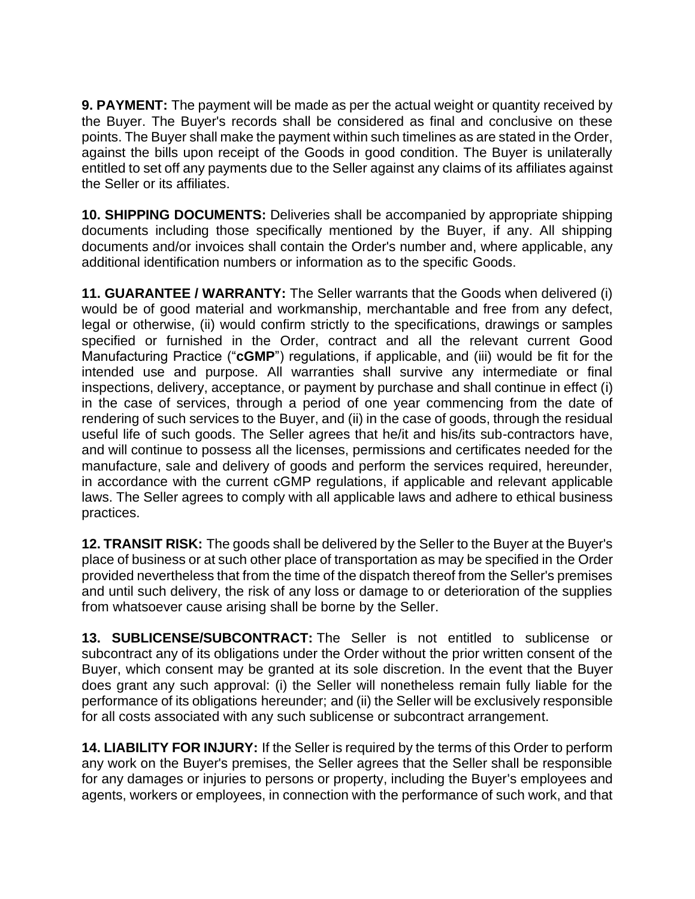**9. PAYMENT:** The payment will be made as per the actual weight or quantity received by the Buyer. The Buyer's records shall be considered as final and conclusive on these points. The Buyer shall make the payment within such timelines as are stated in the Order, against the bills upon receipt of the Goods in good condition. The Buyer is unilaterally entitled to set off any payments due to the Seller against any claims of its affiliates against the Seller or its affiliates.

**10. SHIPPING DOCUMENTS:** Deliveries shall be accompanied by appropriate shipping documents including those specifically mentioned by the Buyer, if any. All shipping documents and/or invoices shall contain the Order's number and, where applicable, any additional identification numbers or information as to the specific Goods.

**11. GUARANTEE / WARRANTY:** The Seller warrants that the Goods when delivered (i) would be of good material and workmanship, merchantable and free from any defect, legal or otherwise, (ii) would confirm strictly to the specifications, drawings or samples specified or furnished in the Order, contract and all the relevant current Good Manufacturing Practice ("**cGMP**") regulations, if applicable, and (iii) would be fit for the intended use and purpose. All warranties shall survive any intermediate or final inspections, delivery, acceptance, or payment by purchase and shall continue in effect (i) in the case of services, through a period of one year commencing from the date of rendering of such services to the Buyer, and (ii) in the case of goods, through the residual useful life of such goods. The Seller agrees that he/it and his/its sub-contractors have, and will continue to possess all the licenses, permissions and certificates needed for the manufacture, sale and delivery of goods and perform the services required, hereunder, in accordance with the current cGMP regulations, if applicable and relevant applicable laws. The Seller agrees to comply with all applicable laws and adhere to ethical business practices.

**12. TRANSIT RISK:** The goods shall be delivered by the Seller to the Buyer at the Buyer's place of business or at such other place of transportation as may be specified in the Order provided nevertheless that from the time of the dispatch thereof from the Seller's premises and until such delivery, the risk of any loss or damage to or deterioration of the supplies from whatsoever cause arising shall be borne by the Seller.

**13. SUBLICENSE/SUBCONTRACT:** The Seller is not entitled to sublicense or subcontract any of its obligations under the Order without the prior written consent of the Buyer, which consent may be granted at its sole discretion. In the event that the Buyer does grant any such approval: (i) the Seller will nonetheless remain fully liable for the performance of its obligations hereunder; and (ii) the Seller will be exclusively responsible for all costs associated with any such sublicense or subcontract arrangement.

**14. LIABILITY FOR INJURY:** If the Seller is required by the terms of this Order to perform any work on the Buyer's premises, the Seller agrees that the Seller shall be responsible for any damages or injuries to persons or property, including the Buyer's employees and agents, workers or employees, in connection with the performance of such work, and that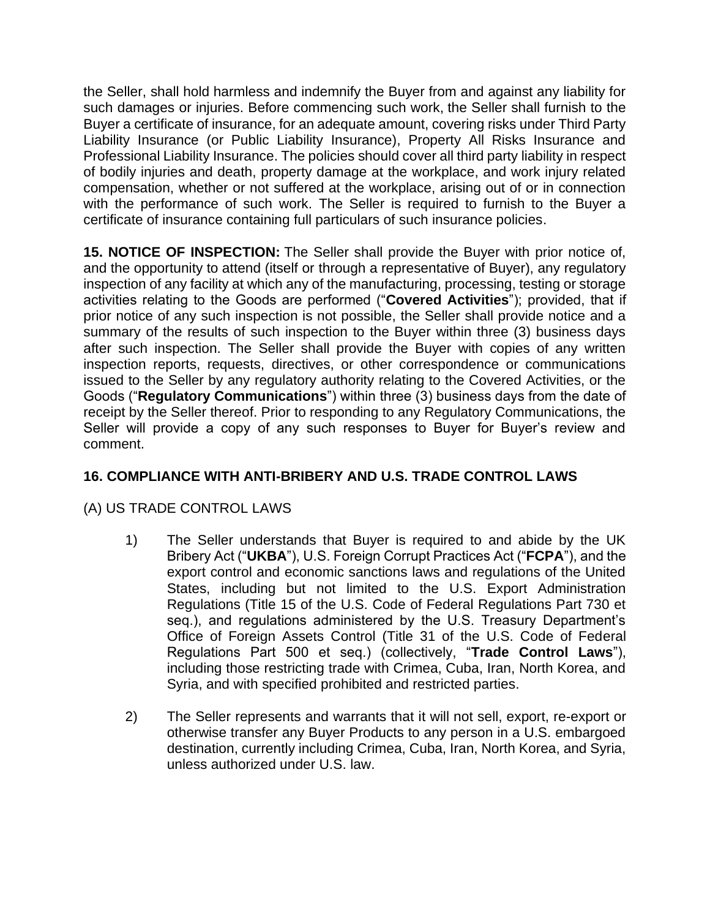the Seller, shall hold harmless and indemnify the Buyer from and against any liability for such damages or injuries. Before commencing such work, the Seller shall furnish to the Buyer a certificate of insurance, for an adequate amount, covering risks under Third Party Liability Insurance (or Public Liability Insurance), Property All Risks Insurance and Professional Liability Insurance. The policies should cover all third party liability in respect of bodily injuries and death, property damage at the workplace, and work injury related compensation, whether or not suffered at the workplace, arising out of or in connection with the performance of such work. The Seller is required to furnish to the Buyer a certificate of insurance containing full particulars of such insurance policies.

**15. NOTICE OF INSPECTION:** The Seller shall provide the Buyer with prior notice of, and the opportunity to attend (itself or through a representative of Buyer), any regulatory inspection of any facility at which any of the manufacturing, processing, testing or storage activities relating to the Goods are performed ("**Covered Activities**"); provided, that if prior notice of any such inspection is not possible, the Seller shall provide notice and a summary of the results of such inspection to the Buyer within three (3) business days after such inspection. The Seller shall provide the Buyer with copies of any written inspection reports, requests, directives, or other correspondence or communications issued to the Seller by any regulatory authority relating to the Covered Activities, or the Goods ("**Regulatory Communications**") within three (3) business days from the date of receipt by the Seller thereof. Prior to responding to any Regulatory Communications, the Seller will provide a copy of any such responses to Buyer for Buyer's review and comment.

**16. COMPLIANCE WITH ANTI-BRIBERY AND U.S. TRADE CONTROL LAWS**

(A) US TRADE CONTROL LAWS

1) The Seller understands that Buyer is required to and abide by the UK Bribery Act ("**UKBA**"), U.S. Foreign Corrupt Practices Act ("**FCPA**"), and the export control and economic sanctions laws and regulations of the United States, including but not limited to the U.S. Export Administration Regulations (Title 15 of the U.S. Code of Federal Regulations Part 730 et seq.), and regulations administered by the U.S. Treasury Department's Office of Foreign Assets Control (Title 31 of the U.S. Code of Federal Regulations Part 500 et seq.) (collectively, "**Trade Control Laws**"), including those restricting trade with Crimea, Cuba, Iran, North Korea, and Syria, and with specified prohibited and restricted parties.

2) The Seller represents and warrants that it will not sell, export, re-export or otherwise transfer any Buyer Products to any person in a U.S. embargoed destination, currently including Crimea, Cuba, Iran, North Korea, and Syria, unless authorized under U.S. law.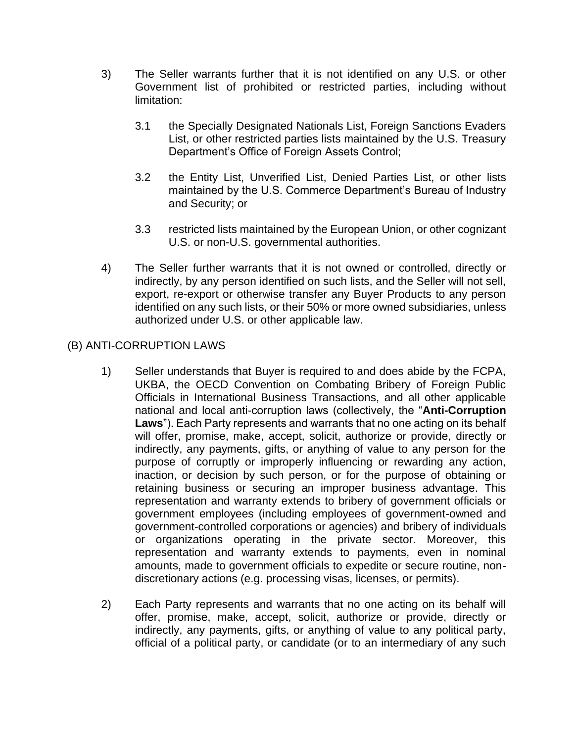3) The Seller warrants further that it is not identified on any U.S. or other Government list of prohibited or restricted parties, including without limitation:

   3.1 the Specially Designated Nationals List, Foreign Sanctions Evaders List, or other restricted parties lists maintained by the U.S. Treasury Department's Office of Foreign Assets Control;

   3.2 the Entity List, Unverified List, Denied Parties List, or other lists maintained by the U.S. Commerce Department's Bureau of Industry and Security; or

   3.3 restricted lists maintained by the European Union, or other cognizant U.S. or non-U.S. governmental authorities.

4) The Seller further warrants that it is not owned or controlled, directly or indirectly, by any person identified on such lists, and the Seller will not sell, export, re-export or otherwise transfer any Buyer Products to any person identified on any such lists, or their 50% or more owned subsidiaries, unless authorized under U.S. or other applicable law.

(B) ANTI-CORRUPTION LAWS

1) Seller understands that Buyer is required to and does abide by the FCPA, UKBA, the OECD Convention on Combating Bribery of Foreign Public Officials in International Business Transactions, and all other applicable national and local anti-corruption laws (collectively, the "**Anti-Corruption Laws**"). Each Party represents and warrants that no one acting on its behalf will offer, promise, make, accept, solicit, authorize or provide, directly or indirectly, any payments, gifts, or anything of value to any person for the purpose of corruptly or improperly influencing or rewarding any action, inaction, or decision by such person, or for the purpose of obtaining or retaining business or securing an improper business advantage. This representation and warranty extends to bribery of government officials or government employees (including employees of government-owned and government-controlled corporations or agencies) and bribery of individuals or organizations operating in the private sector. Moreover, this representation and warranty extends to payments, even in nominal amounts, made to government officials to expedite or secure routine, non-discretionary actions (e.g. processing visas, licenses, or permits).

2) Each Party represents and warrants that no one acting on its behalf will offer, promise, make, accept, solicit, authorize or provide, directly or indirectly, any payments, gifts, or anything of value to any political party, official of a political party, or candidate (or to an intermediary of any such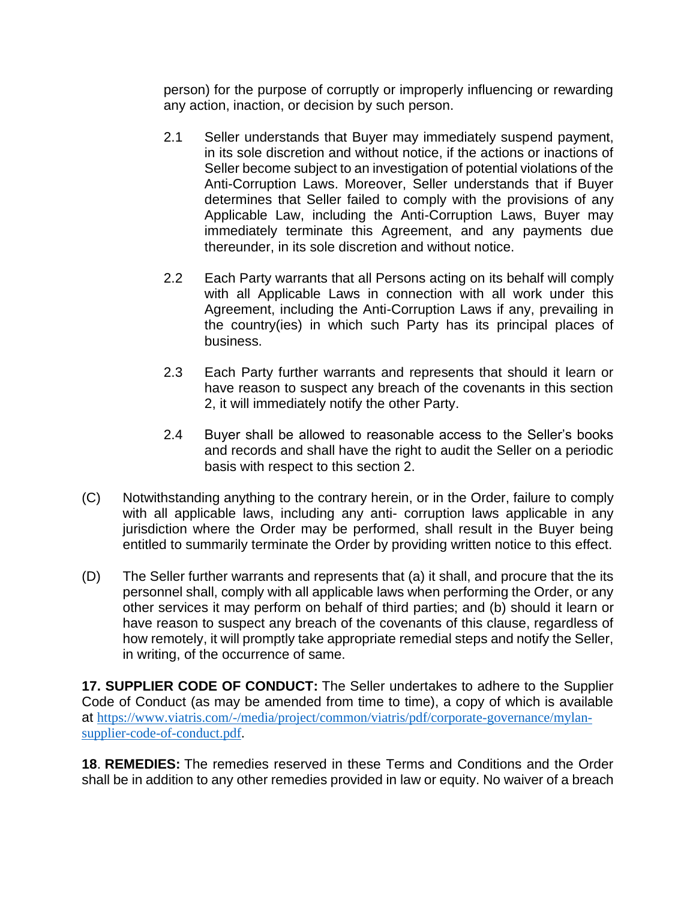person) for the purpose of corruptly or improperly influencing or rewarding any action, inaction, or decision by such person.

2.1 Seller understands that Buyer may immediately suspend payment, in its sole discretion and without notice, if the actions or inactions of Seller become subject to an investigation of potential violations of the Anti-Corruption Laws. Moreover, Seller understands that if Buyer determines that Seller failed to comply with the provisions of any Applicable Law, including the Anti-Corruption Laws, Buyer may immediately terminate this Agreement, and any payments due thereunder, in its sole discretion and without notice.

2.2 Each Party warrants that all Persons acting on its behalf will comply with all Applicable Laws in connection with all work under this Agreement, including the Anti-Corruption Laws if any, prevailing in the country(ies) in which such Party has its principal places of business.

2.3 Each Party further warrants and represents that should it learn or have reason to suspect any breach of the covenants in this section 2, it will immediately notify the other Party.

2.4 Buyer shall be allowed to reasonable access to the Seller's books and records and shall have the right to audit the Seller on a periodic basis with respect to this section 2.

(C) Notwithstanding anything to the contrary herein, or in the Order, failure to comply with all applicable laws, including any anti- corruption laws applicable in any jurisdiction where the Order may be performed, shall result in the Buyer being entitled to summarily terminate the Order by providing written notice to this effect.

(D) The Seller further warrants and represents that (a) it shall, and procure that the its personnel shall, comply with all applicable laws when performing the Order, or any other services it may perform on behalf of third parties; and (b) should it learn or have reason to suspect any breach of the covenants of this clause, regardless of how remotely, it will promptly take appropriate remedial steps and notify the Seller, in writing, of the occurrence of same.

**17. SUPPLIER CODE OF CONDUCT:** The Seller undertakes to adhere to the Supplier Code of Conduct (as may be amended from time to time), a copy of which is available at https://www.viatris.com/-/media/project/common/viatris/pdf/corporate-governance/mylan-supplier-code-of-conduct.pdf.

**18**. **REMEDIES:** The remedies reserved in these Terms and Conditions and the Order shall be in addition to any other remedies provided in law or equity. No waiver of a breach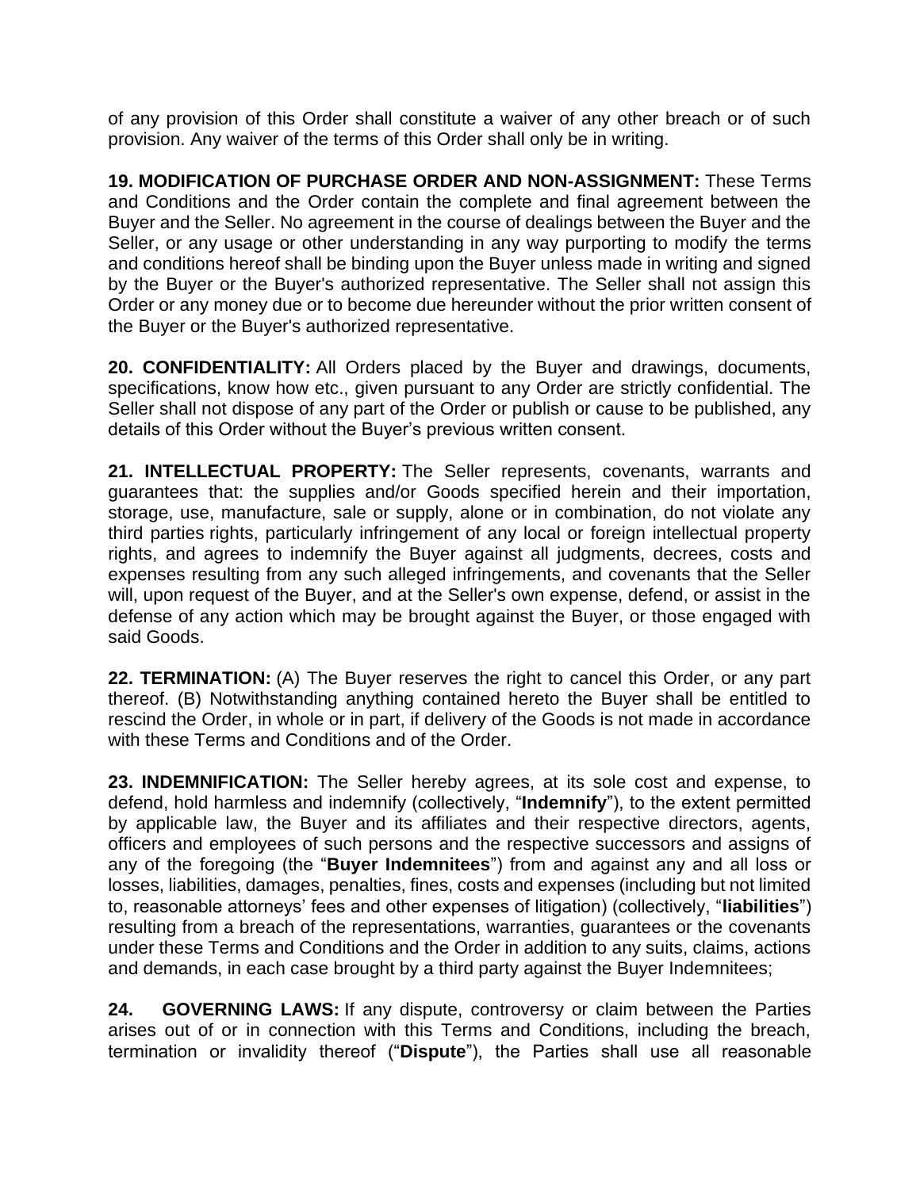of any provision of this Order shall constitute a waiver of any other breach or of such provision. Any waiver of the terms of this Order shall only be in writing.

**19. MODIFICATION OF PURCHASE ORDER AND NON-ASSIGNMENT:** These Terms and Conditions and the Order contain the complete and final agreement between the Buyer and the Seller. No agreement in the course of dealings between the Buyer and the Seller, or any usage or other understanding in any way purporting to modify the terms and conditions hereof shall be binding upon the Buyer unless made in writing and signed by the Buyer or the Buyer's authorized representative. The Seller shall not assign this Order or any money due or to become due hereunder without the prior written consent of the Buyer or the Buyer's authorized representative.

**20. CONFIDENTIALITY:** All Orders placed by the Buyer and drawings, documents, specifications, know how etc., given pursuant to any Order are strictly confidential. The Seller shall not dispose of any part of the Order or publish or cause to be published, any details of this Order without the Buyer’s previous written consent.

**21. INTELLECTUAL PROPERTY:** The Seller represents, covenants, warrants and guarantees that: the supplies and/or Goods specified herein and their importation, storage, use, manufacture, sale or supply, alone or in combination, do not violate any third parties rights, particularly infringement of any local or foreign intellectual property rights, and agrees to indemnify the Buyer against all judgments, decrees, costs and expenses resulting from any such alleged infringements, and covenants that the Seller will, upon request of the Buyer, and at the Seller's own expense, defend, or assist in the defense of any action which may be brought against the Buyer, or those engaged with said Goods.

**22. TERMINATION:** (A) The Buyer reserves the right to cancel this Order, or any part thereof. (B) Notwithstanding anything contained hereto the Buyer shall be entitled to rescind the Order, in whole or in part, if delivery of the Goods is not made in accordance with these Terms and Conditions and of the Order.

**23. INDEMNIFICATION:** The Seller hereby agrees, at its sole cost and expense, to defend, hold harmless and indemnify (collectively, “**Indemnify**”), to the extent permitted by applicable law, the Buyer and its affiliates and their respective directors, agents, officers and employees of such persons and the respective successors and assigns of any of the foregoing (the “**Buyer Indemnitees**”) from and against any and all loss or losses, liabilities, damages, penalties, fines, costs and expenses (including but not limited to, reasonable attorneys’ fees and other expenses of litigation) (collectively, “**liabilities**”) resulting from a breach of the representations, warranties, guarantees or the covenants under these Terms and Conditions and the Order in addition to any suits, claims, actions and demands, in each case brought by a third party against the Buyer Indemnitees;

**24. GOVERNING LAWS:** If any dispute, controversy or claim between the Parties arises out of or in connection with this Terms and Conditions, including the breach, termination or invalidity thereof (“**Dispute**”), the Parties shall use all reasonable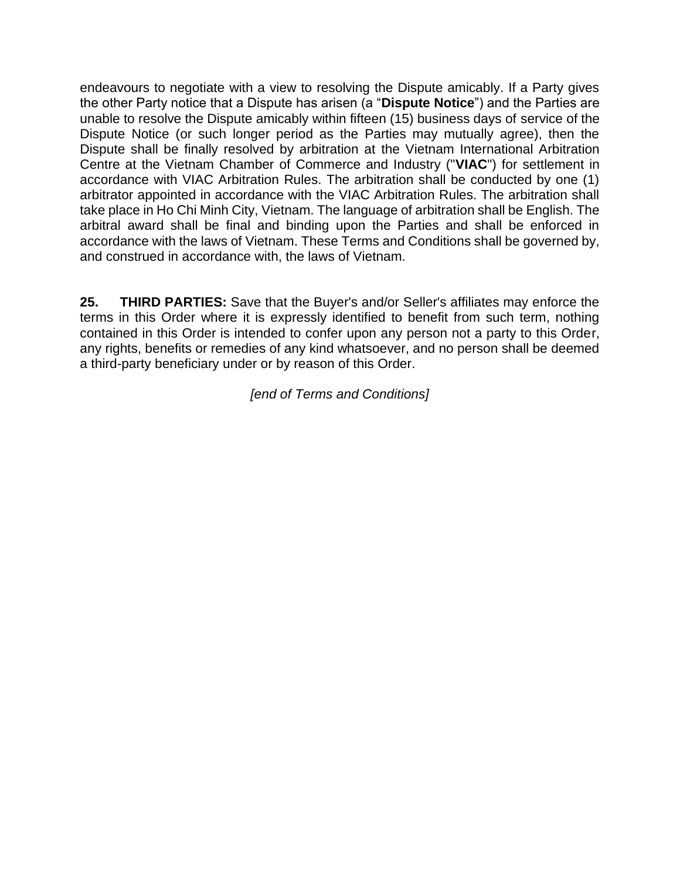endeavours to negotiate with a view to resolving the Dispute amicably. If a Party gives the other Party notice that a Dispute has arisen (a "**Dispute Notice**") and the Parties are unable to resolve the Dispute amicably within fifteen (15) business days of service of the Dispute Notice (or such longer period as the Parties may mutually agree), then the Dispute shall be finally resolved by arbitration at the Vietnam International Arbitration Centre at the Vietnam Chamber of Commerce and Industry ("**VIAC**") for settlement in accordance with VIAC Arbitration Rules. The arbitration shall be conducted by one (1) arbitrator appointed in accordance with the VIAC Arbitration Rules. The arbitration shall take place in Ho Chi Minh City, Vietnam. The language of arbitration shall be English. The arbitral award shall be final and binding upon the Parties and shall be enforced in accordance with the laws of Vietnam. These Terms and Conditions shall be governed by, and construed in accordance with, the laws of Vietnam.

**25. THIRD PARTIES:** Save that the Buyer's and/or Seller's affiliates may enforce the terms in this Order where it is expressly identified to benefit from such term, nothing contained in this Order is intended to confer upon any person not a party to this Order, any rights, benefits or remedies of any kind whatsoever, and no person shall be deemed a third-party beneficiary under or by reason of this Order.

*[end of Terms and Conditions]*